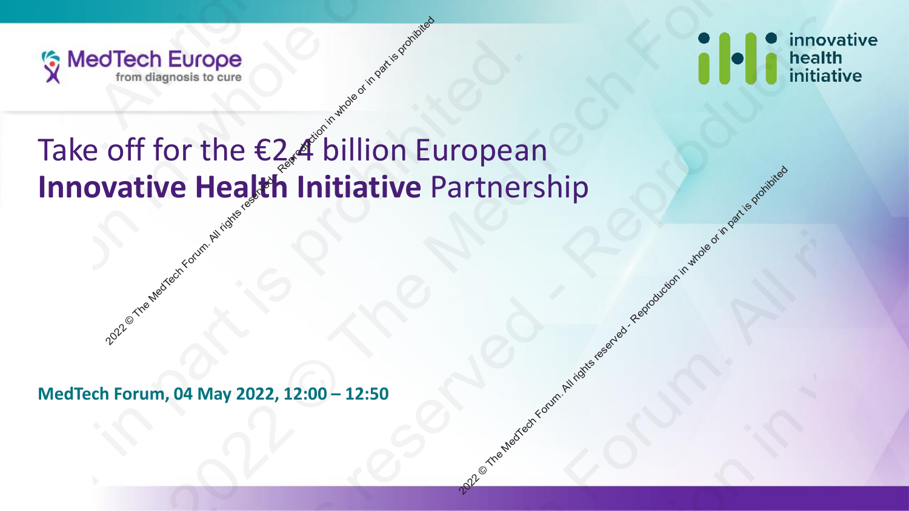MedTech Europe
from diagnosis to cure

innovative health initiative

# Take off for the €2.4 billion European **Innovative Health Initiative** Partnership

**MedTech Forum, 04 May 2022, 12:00 – 12:50**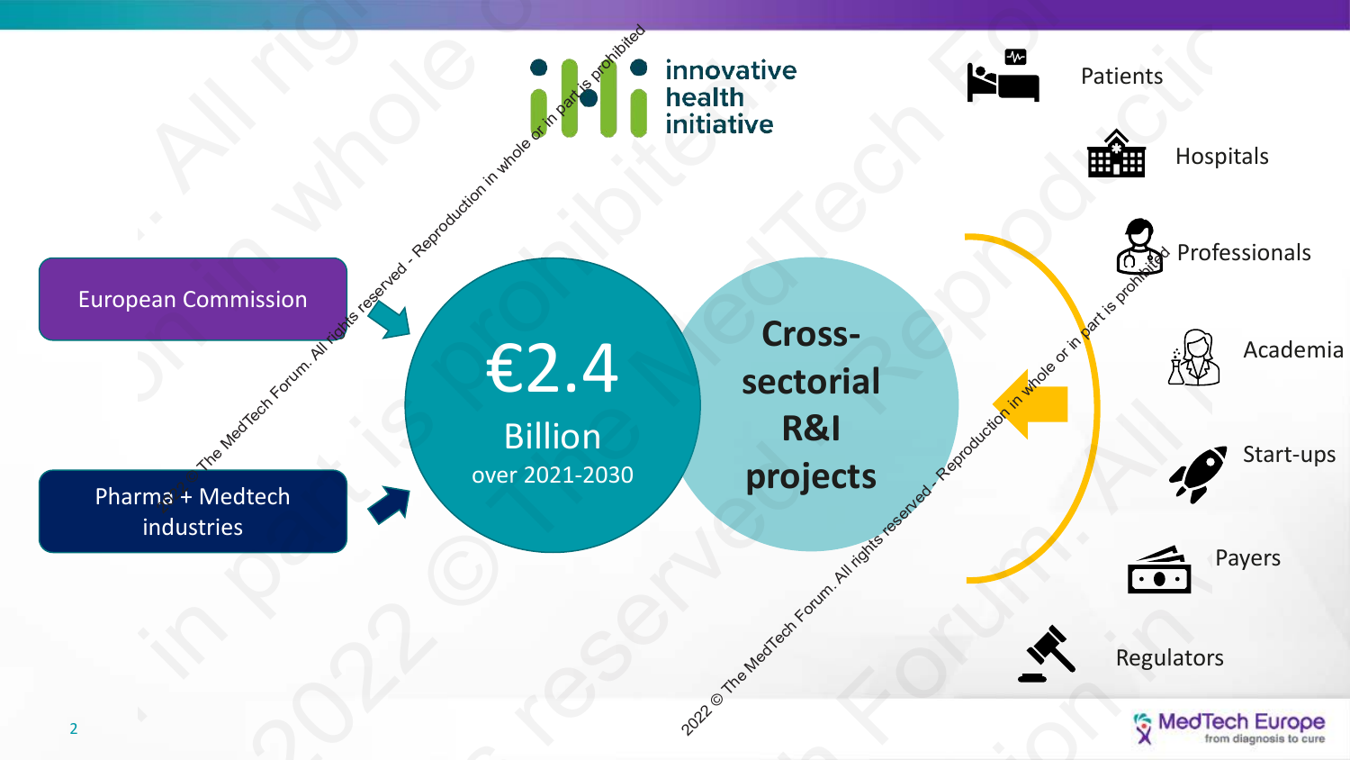innovative health initiative

European Commission

Pharma + Medtech industries

**€2.4**
**Billion**
over 2021-2030

**Cross-sectorial R&I projects**

- Patients
- Hospitals
- Professionals
- Academia
- Start-ups
- Payers
- Regulators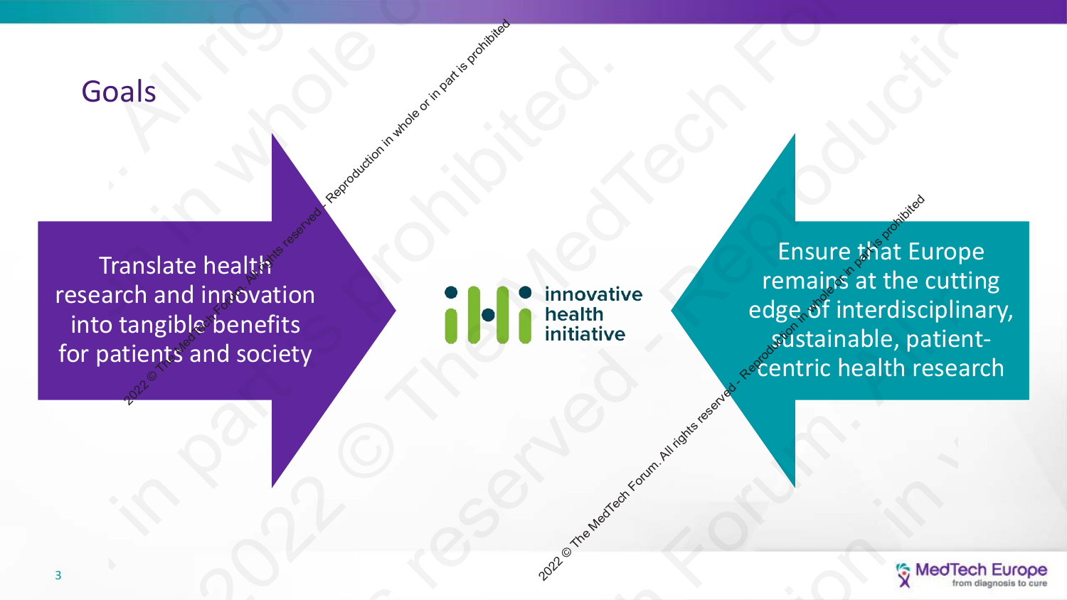# Goals

Translate health research and innovation into tangible benefits for patients and society

innovative health initiative

Ensure that Europe remains at the cutting edge of interdisciplinary, sustainable, patient-centric health research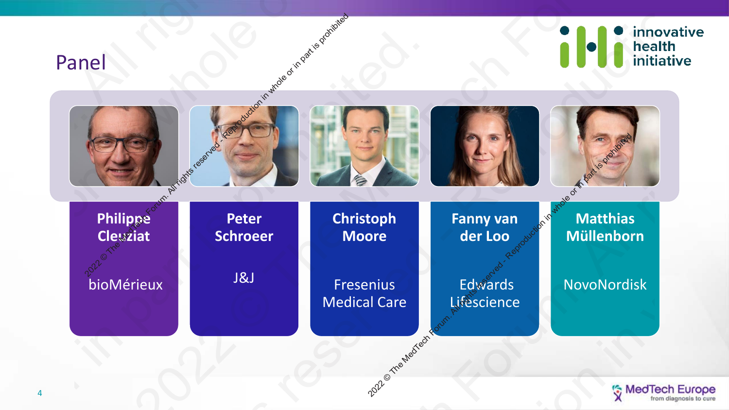# Panel

innovative health initiative

**Philippe Cleuziat**

bioMérieux

**Peter Schroeer**

J&J

**Christoph Moore**

Fresenius Medical Care

**Fanny van der Loo**

Edwards Lifescience

**Matthias Müllenborn**

NovoNordisk

MedTech Europe
from diagnosis to cure